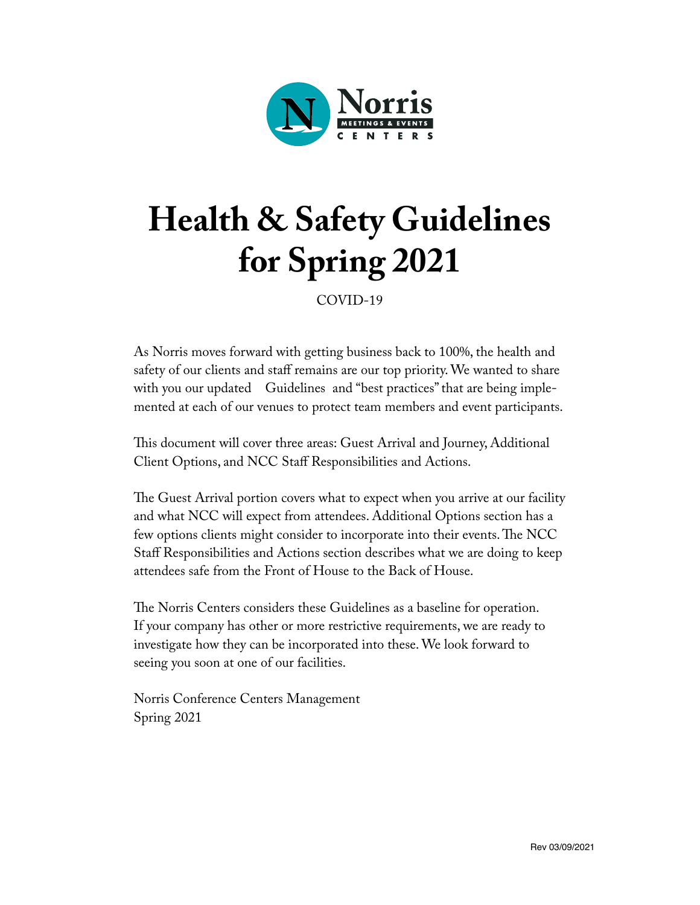Norris

MEETINGS & EVENTS

CENTERS

# Health & Safety Guidelines for Spring 2021

COVID-19

As Norris moves forward with getting business back to 100%, the health and safety of our clients and staff remains are our top priority. We wanted to share with you our updated Guidelines and "best practices" that are being implemented at each of our venues to protect team members and event participants.

This document will cover three areas: Guest Arrival and Journey, Additional Client Options, and NCC Staff Responsibilities and Actions.

The Guest Arrival portion covers what to expect when you arrive at our facility and what NCC will expect from attendees. Additional Options section has a few options clients might consider to incorporate into their events. The NCC Staff Responsibilities and Actions section describes what we are doing to keep attendees safe from the Front of House to the Back of House.

The Norris Centers considers these Guidelines as a baseline for operation. If your company has other or more restrictive requirements, we are ready to investigate how they can be incorporated into these. We look forward to seeing you soon at one of our facilities.

Norris Conference Centers Management
Spring 2021

Rev 03/09/2021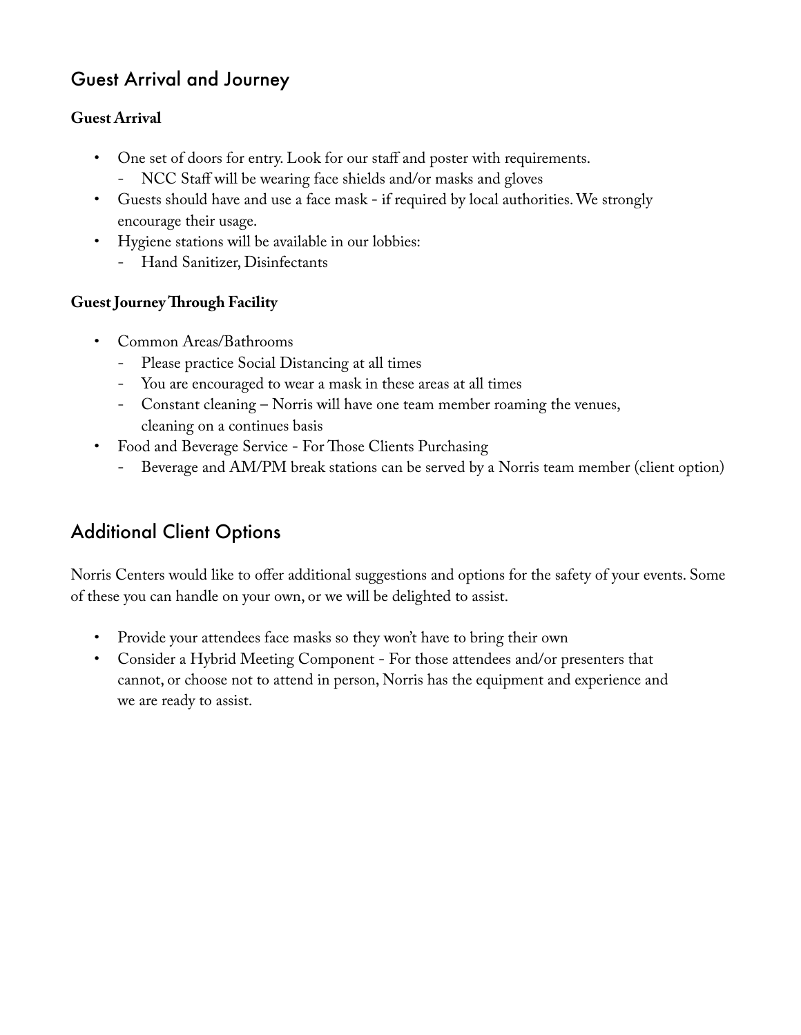## Guest Arrival and Journey

**Guest Arrival**

- One set of doors for entry. Look for our staff and poster with requirements.
  - NCC Staff will be wearing face shields and/or masks and gloves
- Guests should have and use a face mask - if required by local authorities. We strongly encourage their usage.
- Hygiene stations will be available in our lobbies:
  - Hand Sanitizer, Disinfectants

**Guest Journey Through Facility**

- Common Areas/Bathrooms
  - Please practice Social Distancing at all times
  - You are encouraged to wear a mask in these areas at all times
  - Constant cleaning – Norris will have one team member roaming the venues, cleaning on a continues basis
- Food and Beverage Service - For Those Clients Purchasing
  - Beverage and AM/PM break stations can be served by a Norris team member (client option)

## Additional Client Options

Norris Centers would like to offer additional suggestions and options for the safety of your events. Some of these you can handle on your own, or we will be delighted to assist.

- Provide your attendees face masks so they won't have to bring their own
- Consider a Hybrid Meeting Component - For those attendees and/or presenters that cannot, or choose not to attend in person, Norris has the equipment and experience and we are ready to assist.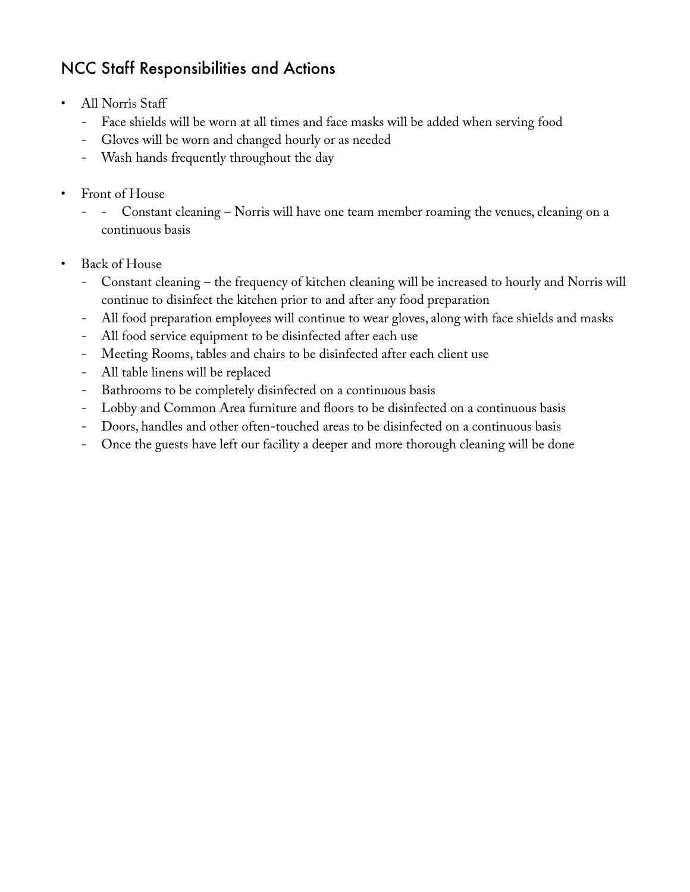## NCC Staff Responsibilities and Actions

- All Norris Staff
  - Face shields will be worn at all times and face masks will be added when serving food
  - Gloves will be worn and changed hourly or as needed
  - Wash hands frequently throughout the day

- Front of House
  - - Constant cleaning – Norris will have one team member roaming the venues, cleaning on a continuous basis

- Back of House
  - Constant cleaning – the frequency of kitchen cleaning will be increased to hourly and Norris will continue to disinfect the kitchen prior to and after any food preparation
  - All food preparation employees will continue to wear gloves, along with face shields and masks
  - All food service equipment to be disinfected after each use
  - Meeting Rooms, tables and chairs to be disinfected after each client use
  - All table linens will be replaced
  - Bathrooms to be completely disinfected on a continuous basis
  - Lobby and Common Area furniture and floors to be disinfected on a continuous basis
  - Doors, handles and other often-touched areas to be disinfected on a continuous basis
  - Once the guests have left our facility a deeper and more thorough cleaning will be done